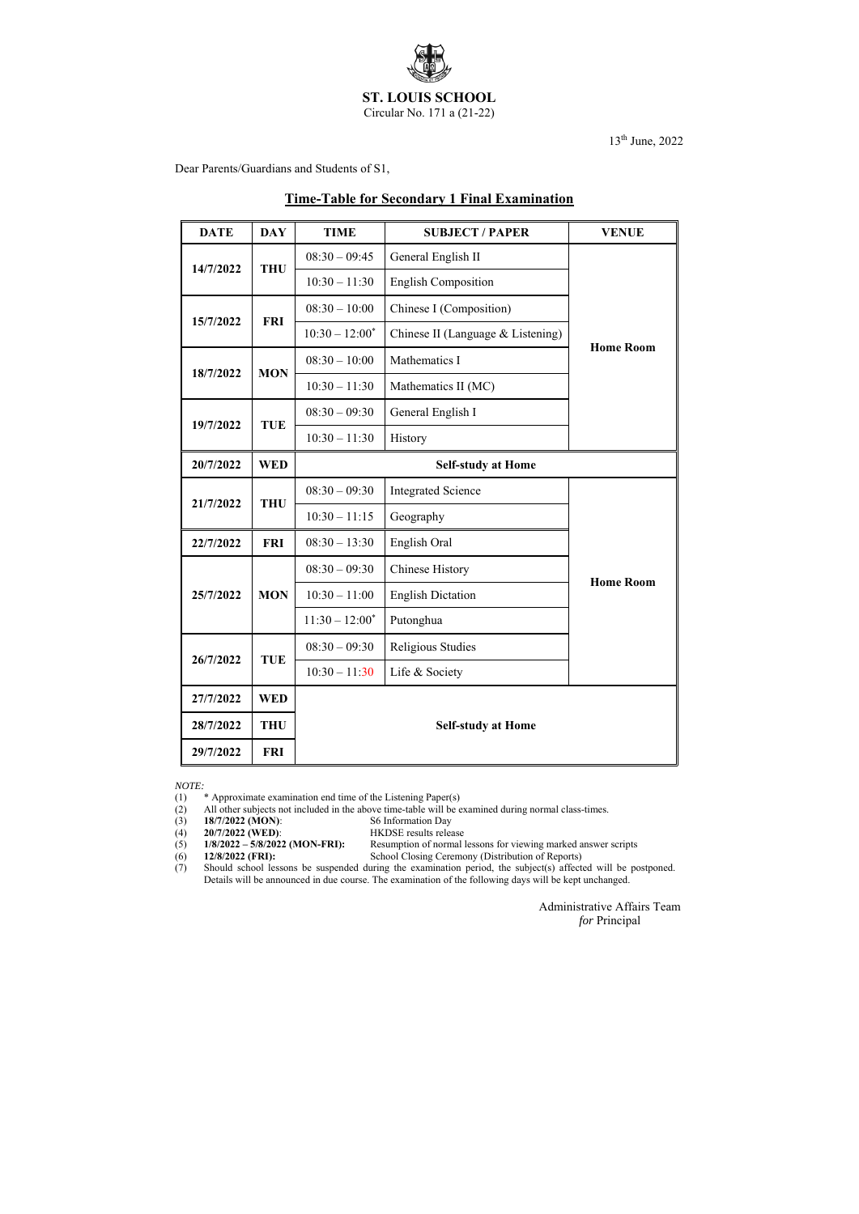**ST. LOUIS SCHOOL**

Circular No. 171 a (21-22)

13th June, 2022

Dear Parents/Guardians and Students of S1,

## Time-Table for Secondary 1 Final Examination

| DATE | DAY | TIME | SUBJECT / PAPER | VENUE |
|---|---|---|---|---|
| 14/7/2022 | THU | 08:30 – 09:45 | General English II | Home Room |
| | | 10:30 – 11:30 | English Composition | |
| 15/7/2022 | FRI | 08:30 – 10:00 | Chinese I (Composition) | |
| | | 10:30 – 12:00* | Chinese II (Language & Listening) | |
| 18/7/2022 | MON | 08:30 – 10:00 | Mathematics I | |
| | | 10:30 – 11:30 | Mathematics II (MC) | |
| 19/7/2022 | TUE | 08:30 – 09:30 | General English I | |
| | | 10:30 – 11:30 | History | |
| 20/7/2022 | WED | Self-study at Home | | |
| 21/7/2022 | THU | 08:30 – 09:30 | Integrated Science | Home Room |
| | | 10:30 – 11:15 | Geography | |
| 22/7/2022 | FRI | 08:30 – 13:30 | English Oral | |
| 25/7/2022 | MON | 08:30 – 09:30 | Chinese History | |
| | | 10:30 – 11:00 | English Dictation | |
| | | 11:30 – 12:00* | Putonghua | |
| 26/7/2022 | TUE | 08:30 – 09:30 | Religious Studies | |
| | | 10:30 – 11:30 | Life & Society | |
| 27/7/2022 | WED | Self-study at Home | | |
| 28/7/2022 | THU | | | |
| 29/7/2022 | FRI | | | |

*NOTE:*

(1) * Approximate examination end time of the Listening Paper(s)

(2) All other subjects not included in the above time-table will be examined during normal class-times.

(3) **18/7/2022 (MON)**: S6 Information Day

(4) **20/7/2022 (WED)**: HKDSE results release

(5) **1/8/2022 – 5/8/2022 (MON-FRI):** Resumption of normal lessons for viewing marked answer scripts

(6) **12/8/2022 (FRI):** School Closing Ceremony (Distribution of Reports)

(7) Should school lessons be suspended during the examination period, the subject(s) affected will be postponed. Details will be announced in due course. The examination of the following days will be kept unchanged.

Administrative Affairs Team
*for* Principal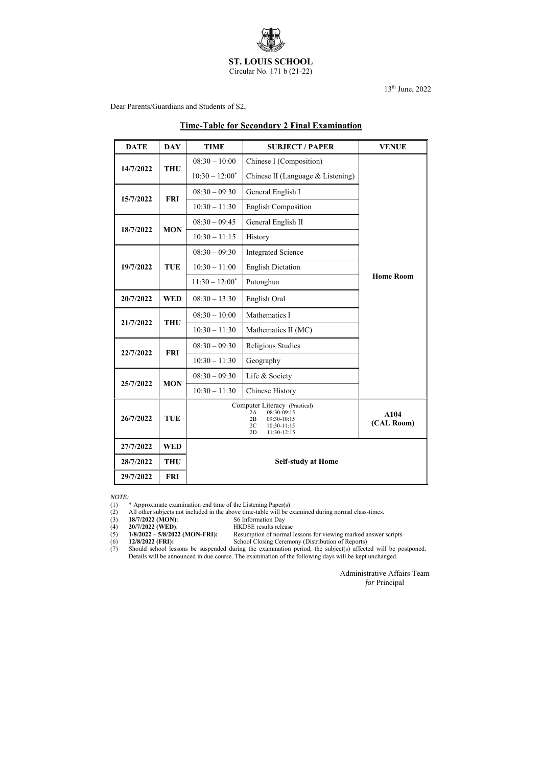# ST. LOUIS SCHOOL

Circular No. 171 b (21-22)

13th June, 2022

Dear Parents/Guardians and Students of S2,

## Time-Table for Secondary 2 Final Examination

| DATE | DAY | TIME | SUBJECT / PAPER | VENUE |
|---|---|---|---|---|
| 14/7/2022 | THU | 08:30 – 10:00 | Chinese I (Composition) | Home Room |
| | | 10:30 – 12:00* | Chinese II (Language & Listening) | |
| 15/7/2022 | FRI | 08:30 – 09:30 | General English I | |
| | | 10:30 – 11:30 | English Composition | |
| 18/7/2022 | MON | 08:30 – 09:45 | General English II | |
| | | 10:30 – 11:15 | History | |
| 19/7/2022 | TUE | 08:30 – 09:30 | Integrated Science | |
| | | 10:30 – 11:00 | English Dictation | |
| | | 11:30 – 12:00* | Putonghua | |
| 20/7/2022 | WED | 08:30 – 13:30 | English Oral | |
| 21/7/2022 | THU | 08:30 – 10:00 | Mathematics I | |
| | | 10:30 – 11:30 | Mathematics II (MC) | |
| 22/7/2022 | FRI | 08:30 – 09:30 | Religious Studies | |
| | | 10:30 – 11:30 | Geography | |
| 25/7/2022 | MON | 08:30 – 09:30 | Life & Society | |
| | | 10:30 – 11:30 | Chinese History | |
| 26/7/2022 | TUE | Computer Literacy (Practical) 2A 08:30-09:15; 2B 09:30-10:15; 2C 10:30-11:15; 2D 11:30-12:15 | | A104 (CAL Room) |
| 27/7/2022 | WED | Self-study at Home | | |
| 28/7/2022 | THU | | | |
| 29/7/2022 | FRI | | | |

*NOTE:*

(1) * Approximate examination end time of the Listening Paper(s)
(2) All other subjects not included in the above time-table will be examined during normal class-times.
(3) **18/7/2022 (MON)**: S6 Information Day
(4) **20/7/2022 (WED)**: HKDSE results release
(5) **1/8/2022 – 5/8/2022 (MON-FRI):** Resumption of normal lessons for viewing marked answer scripts
(6) **12/8/2022 (FRI):** School Closing Ceremony (Distribution of Reports)
(7) Should school lessons be suspended during the examination period, the subject(s) affected will be postponed. Details will be announced in due course. The examination of the following days will be kept unchanged.

Administrative Affairs Team
*for* Principal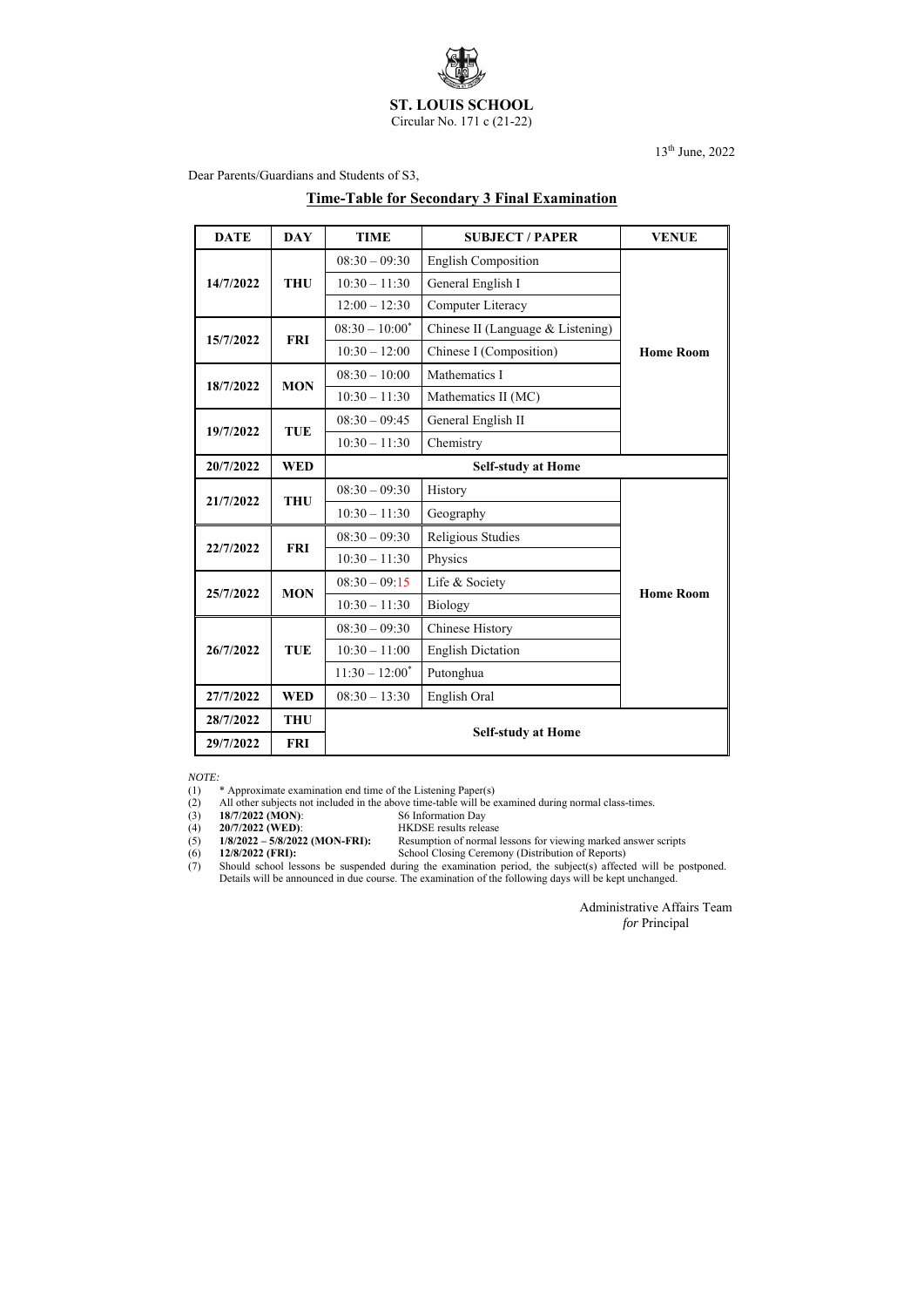# ST. LOUIS SCHOOL

Circular No. 171 c (21-22)

13th June, 2022

Dear Parents/Guardians and Students of S3,

## Time-Table for Secondary 3 Final Examination

| DATE | DAY | TIME | SUBJECT / PAPER | VENUE |
|---|---|---|---|---|
| 14/7/2022 | THU | 08:30 – 09:30 | English Composition | Home Room |
| | | 10:30 – 11:30 | General English I | |
| | | 12:00 – 12:30 | Computer Literacy | |
| 15/7/2022 | FRI | 08:30 – 10:00* | Chinese II (Language & Listening) | |
| | | 10:30 – 12:00 | Chinese I (Composition) | |
| 18/7/2022 | MON | 08:30 – 10:00 | Mathematics I | |
| | | 10:30 – 11:30 | Mathematics II (MC) | |
| 19/7/2022 | TUE | 08:30 – 09:45 | General English II | |
| | | 10:30 – 11:30 | Chemistry | |
| 20/7/2022 | WED | Self-study at Home | | |
| 21/7/2022 | THU | 08:30 – 09:30 | History | Home Room |
| | | 10:30 – 11:30 | Geography | |
| 22/7/2022 | FRI | 08:30 – 09:30 | Religious Studies | |
| | | 10:30 – 11:30 | Physics | |
| 25/7/2022 | MON | 08:30 – 09:15 | Life & Society | |
| | | 10:30 – 11:30 | Biology | |
| 26/7/2022 | TUE | 08:30 – 09:30 | Chinese History | |
| | | 10:30 – 11:00 | English Dictation | |
| | | 11:30 – 12:00* | Putonghua | |
| 27/7/2022 | WED | 08:30 – 13:30 | English Oral | |
| 28/7/2022 | THU | Self-study at Home | | |
| 29/7/2022 | FRI | | | |

*NOTE:*

(1) * Approximate examination end time of the Listening Paper(s)
(2) All other subjects not included in the above time-table will be examined during normal class-times.
(3) **18/7/2022 (MON)**: S6 Information Day
(4) **20/7/2022 (WED)**: HKDSE results release
(5) **1/8/2022 – 5/8/2022 (MON-FRI):** Resumption of normal lessons for viewing marked answer scripts
(6) **12/8/2022 (FRI):** School Closing Ceremony (Distribution of Reports)
(7) Should school lessons be suspended during the examination period, the subject(s) affected will be postponed. Details will be announced in due course. The examination of the following days will be kept unchanged.

Administrative Affairs Team
*for* Principal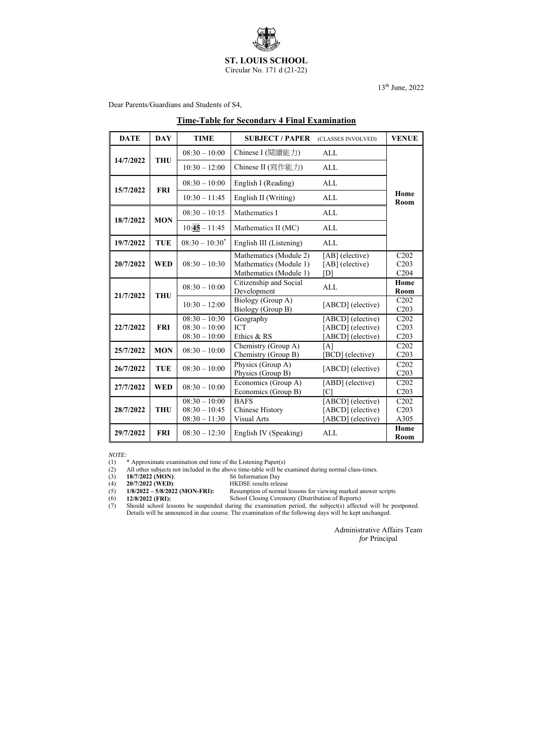**ST. LOUIS SCHOOL**

Circular No. 171 d (21-22)

13th June, 2022

Dear Parents/Guardians and Students of S4,

## Time-Table for Secondary 4 Final Examination

| DATE | DAY | TIME | SUBJECT / PAPER | (CLASSES INVOLVED) | VENUE |
|---|---|---|---|---|---|
| 14/7/2022 | THU | 08:30 – 10:00 | Chinese I (閱讀能力) | ALL | Home Room |
| | | 10:30 – 12:00 | Chinese II (寫作能力) | ALL | Home Room |
| 15/7/2022 | FRI | 08:30 – 10:00 | English I (Reading) | ALL | Home Room |
| | | 10:30 – 11:45 | English II (Writing) | ALL | Home Room |
| 18/7/2022 | MON | 08:30 – 10:15 | Mathematics I | ALL | Home Room |
| | | 10:**45** – 11:45 | Mathematics II (MC) | ALL | Home Room |
| 19/7/2022 | TUE | 08:30 – 10:30* | English III (Listening) | ALL | Home Room |
| 20/7/2022 | WED | 08:30 – 10:30 | Mathematics (Module 2)<br>Mathematics (Module 1)<br>Mathematics (Module 1) | [AB] (elective)<br>[AB] (elective)<br>[D] | C202<br>C203<br>C204 |
| 21/7/2022 | THU | 08:30 – 10:00 | Citizenship and Social Development | ALL | Home Room |
| | | 10:30 – 12:00 | Biology (Group A)<br>Biology (Group B) | [ABCD] (elective) | C202<br>C203 |
| 22/7/2022 | FRI | 08:30 – 10:30<br>08:30 – 10:00<br>08:30 – 10:00 | Geography<br>ICT<br>Ethics & RS | [ABCD] (elective)<br>[ABCD] (elective)<br>[ABCD] (elective) | C202<br>C203<br>C203 |
| 25/7/2022 | MON | 08:30 – 10:00 | Chemistry (Group A)<br>Chemistry (Group B) | [A]<br>[BCD] (elective) | C202<br>C203 |
| 26/7/2022 | TUE | 08:30 – 10:00 | Physics (Group A)<br>Physics (Group B) | [ABCD] (elective) | C202<br>C203 |
| 27/7/2022 | WED | 08:30 – 10:00 | Economics (Group A)<br>Economics (Group B) | [ABD] (elective)<br>[C] | C202<br>C203 |
| 28/7/2022 | THU | 08:30 – 10:00<br>08:30 – 10:45<br>08:30 – 11:30 | BAFS<br>Chinese History<br>Visual Arts | [ABCD] (elective)<br>[ABCD] (elective)<br>[ABCD] (elective) | C202<br>C203<br>A305 |
| 29/7/2022 | FRI | 08:30 – 12:30 | English IV (Speaking) | ALL | Home Room |

*NOTE:*

(1) * Approximate examination end time of the Listening Paper(s)

(2) All other subjects not included in the above time-table will be examined during normal class-times.

(3) **18/7/2022 (MON)**: S6 Information Day

(4) **20/7/2022 (WED)**: HKDSE results release

(5) **1/8/2022 – 5/8/2022 (MON-FRI):** Resumption of normal lessons for viewing marked answer scripts

(6) **12/8/2022 (FRI):** School Closing Ceremony (Distribution of Reports)

(7) Should school lessons be suspended during the examination period, the subject(s) affected will be postponed. Details will be announced in due course. The examination of the following days will be kept unchanged.

Administrative Affairs Team
*for* Principal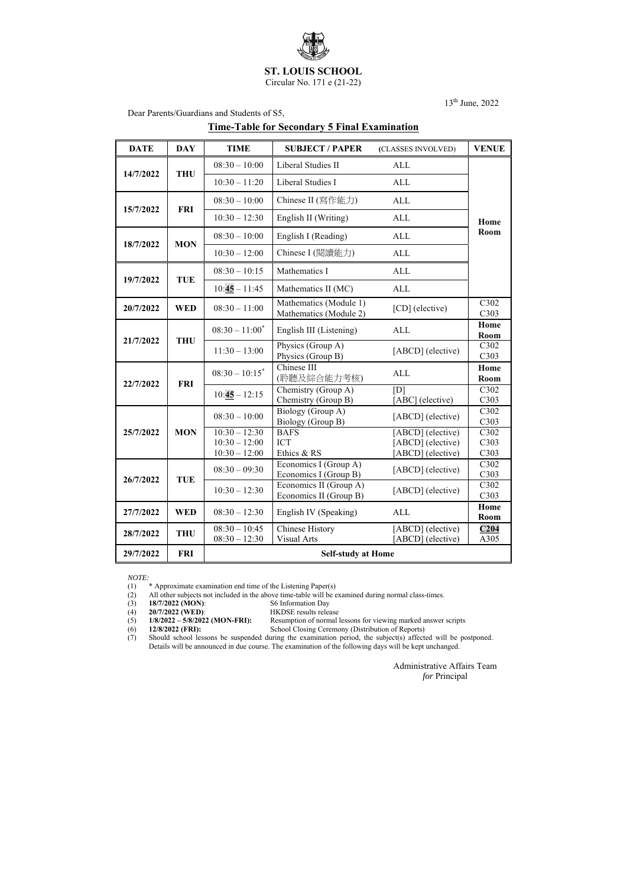**ST. LOUIS SCHOOL**

Circular No. 171 e (21-22)

13th June, 2022

Dear Parents/Guardians and Students of S5,

**Time-Table for Secondary 5 Final Examination**

| DATE | DAY | TIME | SUBJECT / PAPER | (CLASSES INVOLVED) | VENUE |
|---|---|---|---|---|---|
| 14/7/2022 | THU | 08:30 – 10:00 | Liberal Studies II | ALL | Home Room |
| | | 10:30 – 11:20 | Liberal Studies I | ALL | Home Room |
| 15/7/2022 | FRI | 08:30 – 10:00 | Chinese II (寫作能力) | ALL | Home Room |
| | | 10:30 – 12:30 | English II (Writing) | ALL | Home Room |
| 18/7/2022 | MON | 08:30 – 10:00 | English I (Reading) | ALL | Home Room |
| | | 10:30 – 12:00 | Chinese I (閱讀能力) | ALL | Home Room |
| 19/7/2022 | TUE | 08:30 – 10:15 | Mathematics I | ALL | Home Room |
| | | 10:**45** – 11:45 | Mathematics II (MC) | ALL | Home Room |
| 20/7/2022 | WED | 08:30 – 11:00 | Mathematics (Module 1)<br>Mathematics (Module 2) | [CD] (elective) | C302<br>C303 |
| 21/7/2022 | THU | 08:30 – 11:00* | English III (Listening) | ALL | Home Room |
| | | 11:30 – 13:00 | Physics (Group A)<br>Physics (Group B) | [ABCD] (elective) | C302<br>C303 |
| 22/7/2022 | FRI | 08:30 – 10:15* | Chinese III<br>(聆聽及綜合能力考核) | ALL | Home Room |
| | | 10:**45** – 12:15 | Chemistry (Group A)<br>Chemistry (Group B) | [D]<br>[ABC] (elective) | C302<br>C303 |
| 25/7/2022 | MON | 08:30 – 10:00 | Biology (Group A)<br>Biology (Group B) | [ABCD] (elective) | C302<br>C303 |
| | | 10:30 – 12:30<br>10:30 – 12:00<br>10:30 – 12:00 | BAFS<br>ICT<br>Ethics & RS | [ABCD] (elective)<br>[ABCD] (elective)<br>[ABCD] (elective) | C302<br>C303<br>C303 |
| 26/7/2022 | TUE | 08:30 – 09:30 | Economics I (Group A)<br>Economics I (Group B) | [ABCD] (elective) | C302<br>C303 |
| | | 10:30 – 12:30 | Economics II (Group A)<br>Economics II (Group B) | [ABCD] (elective) | C302<br>C303 |
| 27/7/2022 | WED | 08:30 – 12:30 | English IV (Speaking) | ALL | Home Room |
| 28/7/2022 | THU | 08:30 – 10:45<br>08:30 – 12:30 | Chinese History<br>Visual Arts | [ABCD] (elective)<br>[ABCD] (elective) | **C204**<br>A305 |
| 29/7/2022 | FRI | **Self-study at Home** | | | |

*NOTE:*

(1) * Approximate examination end time of the Listening Paper(s)

(2) All other subjects not included in the above time-table will be examined during normal class-times.

(3) **18/7/2022 (MON)**: S6 Information Day

(4) **20/7/2022 (WED)**: HKDSE results release

(5) **1/8/2022 – 5/8/2022 (MON-FRI):** Resumption of normal lessons for viewing marked answer scripts

(6) **12/8/2022 (FRI):** School Closing Ceremony (Distribution of Reports)

(7) Should school lessons be suspended during the examination period, the subject(s) affected will be postponed. Details will be announced in due course. The examination of the following days will be kept unchanged.

Administrative Affairs Team
*for* Principal